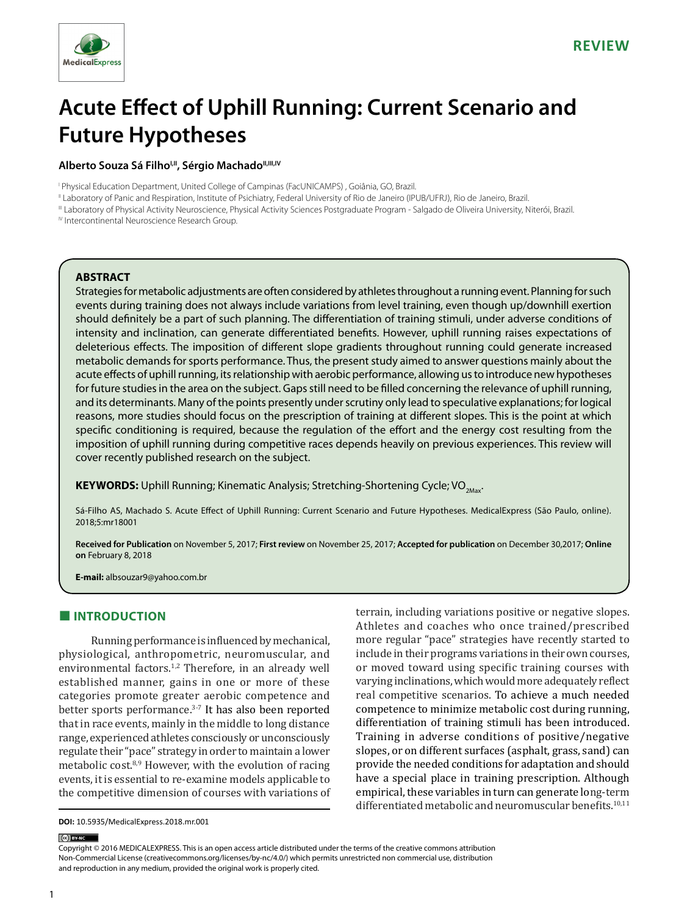REVIEW

# Acute Effect of Uphill Running: Current Scenario and Future Hypotheses

**Alberto Souza Sá Filho[I,II], Sérgio Machado[II,III,IV]**

[I] Physical Education Department, United College of Campinas (FacUNICAMPS) , Goiânia, GO, Brazil.

[II] Laboratory of Panic and Respiration, Institute of Psichiatry, Federal University of Rio de Janeiro (IPUB/UFRJ), Rio de Janeiro, Brazil.

[III] Laboratory of Physical Activity Neuroscience, Physical Activity Sciences Postgraduate Program - Salgado de Oliveira University, Niterói, Brazil.

[IV] Intercontinental Neuroscience Research Group.

## ABSTRACT

Strategies for metabolic adjustments are often considered by athletes throughout a running event. Planning for such events during training does not always include variations from level training, even though up/downhill exertion should definitely be a part of such planning. The differentiation of training stimuli, under adverse conditions of intensity and inclination, can generate differentiated benefits. However, uphill running raises expectations of deleterious effects. The imposition of different slope gradients throughout running could generate increased metabolic demands for sports performance. Thus, the present study aimed to answer questions mainly about the acute effects of uphill running, its relationship with aerobic performance, allowing us to introduce new hypotheses for future studies in the area on the subject. Gaps still need to be filled concerning the relevance of uphill running, and its determinants. Many of the points presently under scrutiny only lead to speculative explanations; for logical reasons, more studies should focus on the prescription of training at different slopes. This is the point at which specific conditioning is required, because the regulation of the effort and the energy cost resulting from the imposition of uphill running during competitive races depends heavily on previous experiences. This review will cover recently published research on the subject.

**KEYWORDS:** Uphill Running; Kinematic Analysis; Stretching-Shortening Cycle; $VO_{2Max}$.

Sá-Filho AS, Machado S. Acute Effect of Uphill Running: Current Scenario and Future Hypotheses. MedicalExpress (São Paulo, online). 2018;5:mr18001

**Received for Publication** on November 5, 2017; **First review** on November 25, 2017; **Accepted for publication** on December 30,2017; **Online on** February 8, 2018

**E-mail:** albsouzar9@yahoo.com.br

## INTRODUCTION

Running performance is influenced by mechanical, physiological, anthropometric, neuromuscular, and environmental factors.[1,2] Therefore, in an already well established manner, gains in one or more of these categories promote greater aerobic competence and better sports performance.[3-7] It has also been reported that in race events, mainly in the middle to long distance range, experienced athletes consciously or unconsciously regulate their "pace" strategy in order to maintain a lower metabolic cost.[8,9] However, with the evolution of racing events, it is essential to re-examine models applicable to the competitive dimension of courses with variations of terrain, including variations positive or negative slopes. Athletes and coaches who once trained/prescribed more regular "pace" strategies have recently started to include in their programs variations in their own courses, or moved toward using specific training courses with varying inclinations, which would more adequately reflect real competitive scenarios. To achieve a much needed competence to minimize metabolic cost during running, differentiation of training stimuli has been introduced. Training in adverse conditions of positive/negative slopes, or on different surfaces (asphalt, grass, sand) can provide the needed conditions for adaptation and should have a special place in training prescription. Although empirical, these variables in turn can generate long-term differentiated metabolic and neuromuscular benefits.[10,11]

**DOI:** 10.5935/MedicalExpress.2018.mr.001

Copyright © 2016 MEDICALEXPRESS. This is an open access article distributed under the terms of the creative commons attribution Non-Commercial License (creativecommons.org/licenses/by-nc/4.0/) which permits unrestricted non commercial use, distribution and reproduction in any medium, provided the original work is properly cited.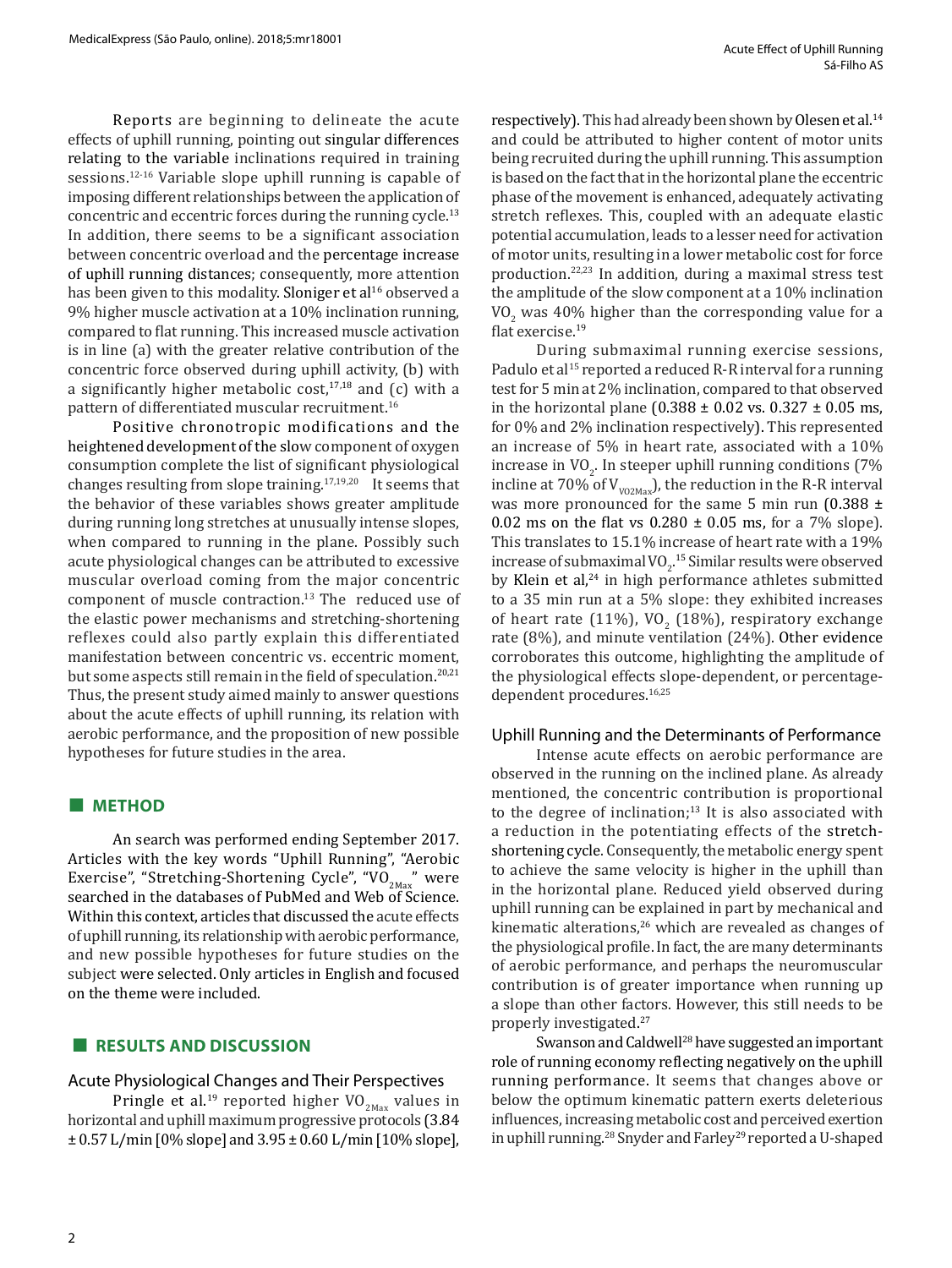Reports are beginning to delineate the acute effects of uphill running, pointing out singular differences relating to the variable inclinations required in training sessions.[12-16] Variable slope uphill running is capable of imposing different relationships between the application of concentric and eccentric forces during the running cycle.[13] In addition, there seems to be a significant association between concentric overload and the percentage increase of uphill running distances; consequently, more attention has been given to this modality. Sloniger et al[16] observed a 9% higher muscle activation at a 10% inclination running, compared to flat running. This increased muscle activation is in line (a) with the greater relative contribution of the concentric force observed during uphill activity, (b) with a significantly higher metabolic cost,[17,18] and (c) with a pattern of differentiated muscular recruitment.[16]

Positive chronotropic modifications and the heightened development of the slow component of oxygen consumption complete the list of significant physiological changes resulting from slope training.[17,19,20] It seems that the behavior of these variables shows greater amplitude during running long stretches at unusually intense slopes, when compared to running in the plane. Possibly such acute physiological changes can be attributed to excessive muscular overload coming from the major concentric component of muscle contraction.[13] The reduced use of the elastic power mechanisms and stretching-shortening reflexes could also partly explain this differentiated manifestation between concentric vs. eccentric moment, but some aspects still remain in the field of speculation.[20,21] Thus, the present study aimed mainly to answer questions about the acute effects of uphill running, its relation with aerobic performance, and the proposition of new possible hypotheses for future studies in the area.

## METHOD

An search was performed ending September 2017. Articles with the key words "Uphill Running", "Aerobic Exercise", "Stretching-Shortening Cycle", "$VO_{2Max}$" were searched in the databases of PubMed and Web of Science. Within this context, articles that discussed the acute effects of uphill running, its relationship with aerobic performance, and new possible hypotheses for future studies on the subject were selected. Only articles in English and focused on the theme were included.

## RESULTS AND DISCUSSION

### Acute Physiological Changes and Their Perspectives

Pringle et al.[19] reported higher $VO_{2Max}$ values in horizontal and uphill maximum progressive protocols (3.84 ± 0.57 L/min [0% slope] and 3.95 ± 0.60 L/min [10% slope], respectively). This had already been shown by Olesen et al.[14] and could be attributed to higher content of motor units being recruited during the uphill running. This assumption is based on the fact that in the horizontal plane the eccentric phase of the movement is enhanced, adequately activating stretch reflexes. This, coupled with an adequate elastic potential accumulation, leads to a lesser need for activation of motor units, resulting in a lower metabolic cost for force production.[22,23] In addition, during a maximal stress test the amplitude of the slow component at a 10% inclination $VO_2$ was 40% higher than the corresponding value for a flat exercise.[19]

During submaximal running exercise sessions, Padulo et al[15] reported a reduced R-R interval for a running test for 5 min at 2% inclination, compared to that observed in the horizontal plane (0.388 ± 0.02 vs. 0.327 ± 0.05 ms, for 0% and 2% inclination respectively). This represented an increase of 5% in heart rate, associated with a 10% increase in $VO_2$. In steeper uphill running conditions (7% incline at 70% of $V_{VO2Max}$), the reduction in the R-R interval was more pronounced for the same 5 min run (0.388 ± 0.02 ms on the flat vs 0.280 ± 0.05 ms, for a 7% slope). This translates to 15.1% increase of heart rate with a 19% increase of submaximal $VO_2$.[15] Similar results were observed by Klein et al,[24] in high performance athletes submitted to a 35 min run at a 5% slope: they exhibited increases of heart rate (11%), $VO_2$ (18%), respiratory exchange rate (8%), and minute ventilation (24%). Other evidence corroborates this outcome, highlighting the amplitude of the physiological effects slope-dependent, or percentage-dependent procedures.[16,25]

### Uphill Running and the Determinants of Performance

Intense acute effects on aerobic performance are observed in the running on the inclined plane. As already mentioned, the concentric contribution is proportional to the degree of inclination;[13] It is also associated with a reduction in the potentiating effects of the stretch-shortening cycle. Consequently, the metabolic energy spent to achieve the same velocity is higher in the uphill than in the horizontal plane. Reduced yield observed during uphill running can be explained in part by mechanical and kinematic alterations,[26] which are revealed as changes of the physiological profile. In fact, the are many determinants of aerobic performance, and perhaps the neuromuscular contribution is of greater importance when running up a slope than other factors. However, this still needs to be properly investigated.[27]

Swanson and Caldwell[28] have suggested an important role of running economy reflecting negatively on the uphill running performance. It seems that changes above or below the optimum kinematic pattern exerts deleterious influences, increasing metabolic cost and perceived exertion in uphill running.[28] Snyder and Farley[29] reported a U-shaped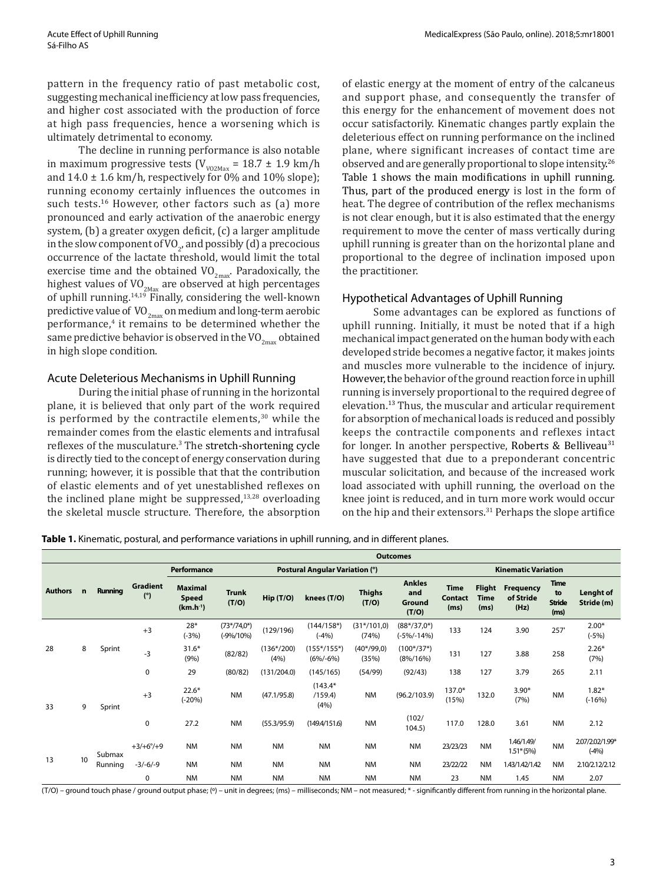pattern in the frequency ratio of past metabolic cost, suggesting mechanical inefficiency at low pass frequencies, and higher cost associated with the production of force at high pass frequencies, hence a worsening which is ultimately detrimental to economy.

The decline in running performance is also notable in maximum progressive tests ($V_{VO2Max}$ = 18.7 ± 1.9 km/h and 14.0 ± 1.6 km/h, respectively for 0% and 10% slope); running economy certainly influences the outcomes in such tests.[16] However, other factors such as (a) more pronounced and early activation of the anaerobic energy system, (b) a greater oxygen deficit, (c) a larger amplitude in the slow component of $VO_2$, and possibly (d) a precocious occurrence of the lactate threshold, would limit the total exercise time and the obtained $VO_{2max}$. Paradoxically, the highest values of $VO_{2Max}$ are observed at high percentages of uphill running.[14,19] Finally, considering the well-known predictive value of $VO_{2max}$ on medium and long-term aerobic performance,[4] it remains to be determined whether the same predictive behavior is observed in the $VO_{2max}$ obtained in high slope condition.

## Acute Deleterious Mechanisms in Uphill Running

During the initial phase of running in the horizontal plane, it is believed that only part of the work required is performed by the contractile elements,[30] while the remainder comes from the elastic elements and intrafusal reflexes of the musculature.[3] The stretch-shortening cycle is directly tied to the concept of energy conservation during running; however, it is possible that that the contribution of elastic elements and of yet unestablished reflexes on the inclined plane might be suppressed,[13,28] overloading the skeletal muscle structure. Therefore, the absorption of elastic energy at the moment of entry of the calcaneus and support phase, and consequently the transfer of this energy for the enhancement of movement does not occur satisfactorily. Kinematic changes partly explain the deleterious effect on running performance on the inclined plane, where significant increases of contact time are observed and are generally proportional to slope intensity.[26] Table 1 shows the main modifications in uphill running. Thus, part of the produced energy is lost in the form of heat. The degree of contribution of the reflex mechanisms is not clear enough, but it is also estimated that the energy requirement to move the center of mass vertically during uphill running is greater than on the horizontal plane and proportional to the degree of inclination imposed upon the practitioner.

## Hypothetical Advantages of Uphill Running

Some advantages can be explored as functions of uphill running. Initially, it must be noted that if a high mechanical impact generated on the human body with each developed stride becomes a negative factor, it makes joints and muscles more vulnerable to the incidence of injury. However, the behavior of the ground reaction force in uphill running is inversely proportional to the required degree of elevation.[13] Thus, the muscular and articular requirement for absorption of mechanical loads is reduced and possibly keeps the contractile components and reflexes intact for longer. In another perspective, Roberts & Belliveau[31] have suggested that due to a preponderant concentric muscular solicitation, and because of the increased work load associated with uphill running, the overload on the knee joint is reduced, and in turn more work would occur on the hip and their extensors.[31] Perhaps the slope artifice

**Table 1.** Kinematic, postural, and performance variations in uphill running, and in different planes.

| Outcomes | | | | | | | | | | | | | | | |
|---|---|---|---|---|---|---|---|---|---|---|---|---|---|---|---|
| | | | | Performance | Postural Angular Variation (°) | | | | | Kinematic Variation | | | | | |
| Authors | n | Running | Gradient (°) | Maximal Speed (km.h⁻¹) | Trunk (T/O) | Hip (T/O) | knees (T/O) | Thighs (T/O) | Ankles and Ground (T/O) | Time Contact (ms) | Flight Time (ms) | Frequency of Stride (Hz) | Time to Stride (ms) | Lenght of Stride (m) |
| 28 | 8 | Sprint | +3 | 28* (-3%) | (73*/74,0*) (-9%/10%) | (129/196) | (144/158*) (-4%) | (31*/101,0) (74%) | (88*/37,0*) (-5%/-14%) | 133 | 124 | 3.90 | 257' | 2.00* (-5%) |
| | | | -3 | 31.6* (9%) | (82/82) | (136*/200) (4%) | (155*/155*) (6%/-6%) | (40*/99,0) (35%) | (100*/37*) (8%/16%) | 131 | 127 | 3.88 | 258 | 2.26* (7%) |
| | | | 0 | 29 | (80/82) | (131/204.0) | (145/165) | (54/99) | (92/43) | 138 | 127 | 3.79 | 265 | 2.11 |
| 33 | 9 | Sprint | +3 | 22.6* (-20%) | NM | (47.1/95.8) | (143.4* /159.4) (4%) | NM | (96.2/103.9) | 137.0* (15%) | 132.0 | 3.90* (7%) | NM | 1.82* (-16%) |
| | | | 0 | 27.2 | NM | (55.3/95.9) | (149.4/151.6) | NM | (102/ 104.5) | 117.0 | 128.0 | 3.61 | NM | 2.12 |
| 13 | 10 | Submax Running | +3/+6°/+9 | NM | NM | NM | NM | NM | NM | 23/23/23 | NM | 1.46/1.49/ 1.51* (5%) | NM | 2.07/2.02/1.99* (-4%) |
| | | | -3/-6/-9 | NM | NM | NM | NM | NM | NM | 23/22/22 | NM | 1.43/1.42/1.42 | NM | 2.10/2.12/2.12 |
| | | | 0 | NM | NM | NM | NM | NM | NM | 23 | NM | 1.45 | NM | 2.07 |

(T/O) – ground touch phase / ground output phase; (°) – unit in degrees; (ms) – milliseconds; NM – not measured; * - significantly different from running in the horizontal plane.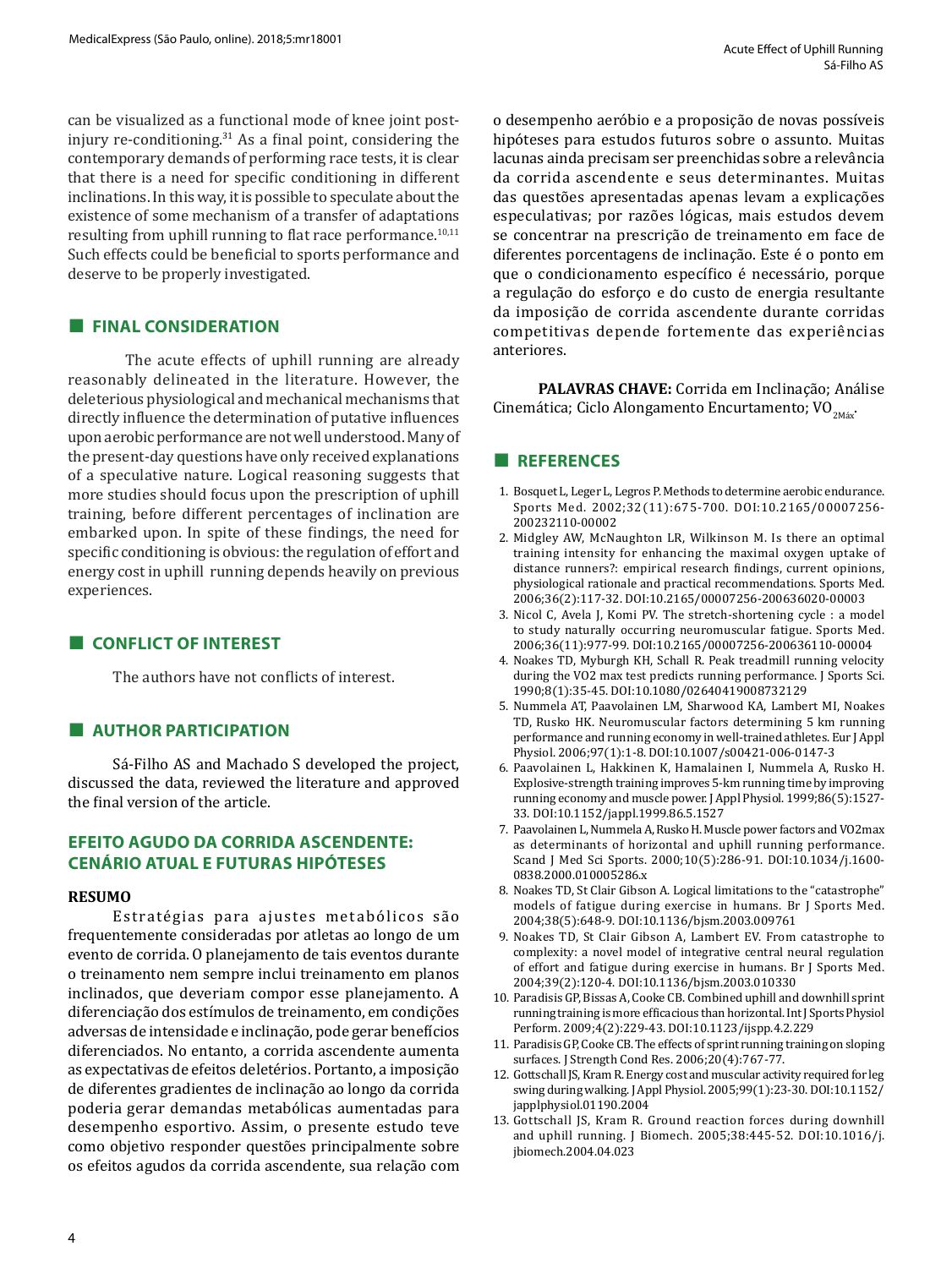can be visualized as a functional mode of knee joint post-injury re-conditioning.[31] As a final point, considering the contemporary demands of performing race tests, it is clear that there is a need for specific conditioning in different inclinations. In this way, it is possible to speculate about the existence of some mechanism of a transfer of adaptations resulting from uphill running to flat race performance.[10,11] Such effects could be beneficial to sports performance and deserve to be properly investigated.

## FINAL CONSIDERATION

The acute effects of uphill running are already reasonably delineated in the literature. However, the deleterious physiological and mechanical mechanisms that directly influence the determination of putative influences upon aerobic performance are not well understood. Many of the present-day questions have only received explanations of a speculative nature. Logical reasoning suggests that more studies should focus upon the prescription of uphill training, before different percentages of inclination are embarked upon. In spite of these findings, the need for specific conditioning is obvious: the regulation of effort and energy cost in uphill running depends heavily on previous experiences.

## CONFLICT OF INTEREST

The authors have not conflicts of interest.

## AUTHOR PARTICIPATION

Sá-Filho AS and Machado S developed the project, discussed the data, reviewed the literature and approved the final version of the article.

## EFEITO AGUDO DA CORRIDA ASCENDENTE: CENÁRIO ATUAL E FUTURAS HIPÓTESES

**RESUMO**

Estratégias para ajustes metabólicos são frequentemente consideradas por atletas ao longo de um evento de corrida. O planejamento de tais eventos durante o treinamento nem sempre inclui treinamento em planos inclinados, que deveriam compor esse planejamento. A diferenciação dos estímulos de treinamento, em condições adversas de intensidade e inclinação, pode gerar benefícios diferenciados. No entanto, a corrida ascendente aumenta as expectativas de efeitos deletérios. Portanto, a imposição de diferentes gradientes de inclinação ao longo da corrida poderia gerar demandas metabólicas aumentadas para desempenho esportivo. Assim, o presente estudo teve como objetivo responder questões principalmente sobre os efeitos agudos da corrida ascendente, sua relação com o desempenho aeróbio e a proposição de novas possíveis hipóteses para estudos futuros sobre o assunto. Muitas lacunas ainda precisam ser preenchidas sobre a relevância da corrida ascendente e seus determinantes. Muitas das questões apresentadas apenas levam a explicações especulativas; por razões lógicas, mais estudos devem se concentrar na prescrição de treinamento em face de diferentes porcentagens de inclinação. Este é o ponto em que o condicionamento específico é necessário, porque a regulação do esforço e do custo de energia resultante da imposição de corrida ascendente durante corridas competitivas depende fortemente das experiências anteriores.

**PALAVRAS CHAVE:** Corrida em Inclinação; Análise Cinemática; Ciclo Alongamento Encurtamento; $VO_{2Máx}$.

## REFERENCES

1. Bosquet L, Leger L, Legros P. Methods to determine aerobic endurance. Sports Med. 2002;32(11):675-700. DOI:10.2165/00007256-200232110-00002
2. Midgley AW, McNaughton LR, Wilkinson M. Is there an optimal training intensity for enhancing the maximal oxygen uptake of distance runners?: empirical research findings, current opinions, physiological rationale and practical recommendations. Sports Med. 2006;36(2):117-32. DOI:10.2165/00007256-200636020-00003
3. Nicol C, Avela J, Komi PV. The stretch-shortening cycle : a model to study naturally occurring neuromuscular fatigue. Sports Med. 2006;36(11):977-99. DOI:10.2165/00007256-200636110-00004
4. Noakes TD, Myburgh KH, Schall R. Peak treadmill running velocity during the VO2 max test predicts running performance. J Sports Sci. 1990;8(1):35-45. DOI:10.1080/02640419008732129
5. Nummela AT, Paavolainen LM, Sharwood KA, Lambert MI, Noakes TD, Rusko HK. Neuromuscular factors determining 5 km running performance and running economy in well-trained athletes. Eur J Appl Physiol. 2006;97(1):1-8. DOI:10.1007/s00421-006-0147-3
6. Paavolainen L, Hakkinen K, Hamalainen I, Nummela A, Rusko H. Explosive-strength training improves 5-km running time by improving running economy and muscle power. J Appl Physiol. 1999;86(5):1527-33. DOI:10.1152/jappl.1999.86.5.1527
7. Paavolainen L, Nummela A, Rusko H. Muscle power factors and VO2max as determinants of horizontal and uphill running performance. Scand J Med Sci Sports. 2000;10(5):286-91. DOI:10.1034/j.1600-0838.2000.010005286.x
8. Noakes TD, St Clair Gibson A. Logical limitations to the "catastrophe" models of fatigue during exercise in humans. Br J Sports Med. 2004;38(5):648-9. DOI:10.1136/bjsm.2003.009761
9. Noakes TD, St Clair Gibson A, Lambert EV. From catastrophe to complexity: a novel model of integrative central neural regulation of effort and fatigue during exercise in humans. Br J Sports Med. 2004;39(2):120-4. DOI:10.1136/bjsm.2003.010330
10. Paradisis GP, Bissas A, Cooke CB. Combined uphill and downhill sprint running training is more efficacious than horizontal. Int J Sports Physiol Perform. 2009;4(2):229-43. DOI:10.1123/ijspp.4.2.229
11. Paradisis GP, Cooke CB. The effects of sprint running training on sloping surfaces. J Strength Cond Res. 2006;20(4):767-77.
12. Gottschall JS, Kram R. Energy cost and muscular activity required for leg swing during walking. J Appl Physiol. 2005;99(1):23-30. DOI:10.1152/japplphysiol.01190.2004
13. Gottschall JS, Kram R. Ground reaction forces during downhill and uphill running. J Biomech. 2005;38:445-52. DOI:10.1016/j.jbiomech.2004.04.023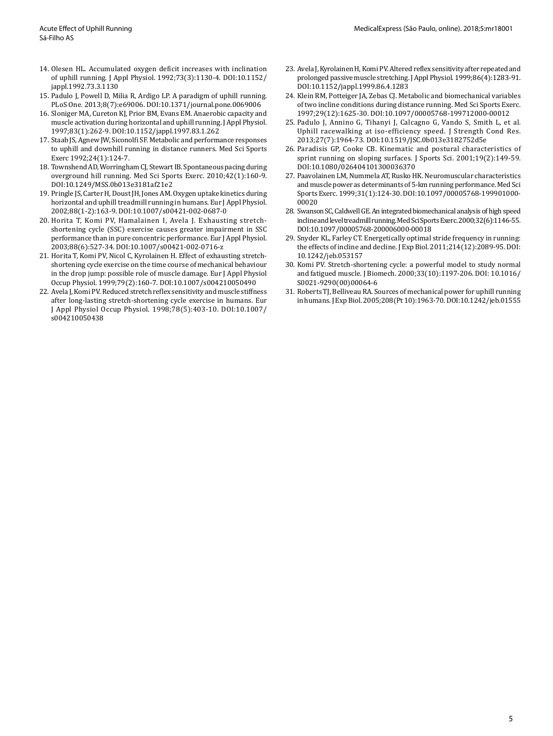14. Olesen HL. Accumulated oxygen deficit increases with inclination of uphill running. J Appl Physiol. 1992;73(3):1130-4. DOI:10.1152/jappl.1992.73.3.1130
15. Padulo J, Powell D, Milia R, Ardigo LP. A paradigm of uphill running. PLoS One. 2013;8(7):e69006. DOI:10.1371/journal.pone.0069006
16. Sloniger MA, Cureton KJ, Prior BM, Evans EM. Anaerobic capacity and muscle activation during horizontal and uphill running. J Appl Physiol. 1997;83(1):262-9. DOI:10.1152/jappl.1997.83.1.262
17. Staab JS, Agnew JW, Siconolfi SF. Metabolic and performance responses to uphill and downhill running in distance runners. Med Sci Sports Exerc 1992;24(1):124-7.
18. Townshend AD, Worringham CJ, Stewart IB. Spontaneous pacing during overground hill running. Med Sci Sports Exerc. 2010;42(1):160-9. DOI:10.1249/MSS.0b013e3181af21e2
19. Pringle JS, Carter H, Doust JH, Jones AM. Oxygen uptake kinetics during horizontal and uphill treadmill running in humans. Eur J Appl Physiol. 2002;88(1-2):163-9. DOI:10.1007/s00421-002-0687-0
20. Horita T, Komi PV, Hamalainen I, Avela J. Exhausting stretch-shortening cycle (SSC) exercise causes greater impairment in SSC performance than in pure concentric performance. Eur J Appl Physiol. 2003;88(6):527-34. DOI:10.1007/s00421-002-0716-z
21. Horita T, Komi PV, Nicol C, Kyrolainen H. Effect of exhausting stretch-shortening cycle exercise on the time course of mechanical behaviour in the drop jump: possible role of muscle damage. Eur J Appl Physiol Occup Physiol. 1999;79(2):160-7. DOI:10.1007/s004210050490
22. Avela J, Komi PV. Reduced stretch reflex sensitivity and muscle stiffness after long-lasting stretch-shortening cycle exercise in humans. Eur J Appl Physiol Occup Physiol. 1998;78(5):403-10. DOI:10.1007/s004210050438
23. Avela J, Kyrolainen H, Komi PV. Altered reflex sensitivity after repeated and prolonged passive muscle stretching. J Appl Physiol. 1999;86(4):1283-91. DOI:10.1152/jappl.1999.86.4.1283
24. Klein RM, Potteiger JA, Zebas CJ. Metabolic and biomechanical variables of two incline conditions during distance running. Med Sci Sports Exerc. 1997;29(12):1625-30. DOI:10.1097/00005768-199712000-00012
25. Padulo J, Annino G, Tihanyi J, Calcagno G, Vando S, Smith L, et al. Uphill racewalking at iso-efficiency speed. J Strength Cond Res. 2013;27(7):1964-73. DOI:10.1519/JSC.0b013e3182752d5e
26. Paradisis GP, Cooke CB. Kinematic and postural characteristics of sprint running on sloping surfaces. J Sports Sci. 2001;19(2):149-59. DOI:10.1080/026404101300036370
27. Paavolainen LM, Nummela AT, Rusko HK. Neuromuscular characteristics and muscle power as determinants of 5-km running performance. Med Sci Sports Exerc. 1999;31(1):124-30. DOI:10.1097/00005768-199901000-00020
28. Swanson SC, Caldwell GE. An integrated biomechanical analysis of high speed incline and level treadmill running. Med Sci Sports Exerc. 2000;32(6):1146-55. DOI:10.1097/00005768-200006000-00018
29. Snyder KL, Farley CT. Energetically optimal stride frequency in running: the effects of incline and decline. J Exp Biol. 2011;214(12):2089-95. DOI: 10.1242/jeb.053157
30. Komi PV. Stretch-shortening cycle: a powerful model to study normal and fatigued muscle. J Biomech. 2000;33(10):1197-206. DOI: 10.1016/S0021-9290(00)00064-6
31. Roberts TJ, Belliveau RA. Sources of mechanical power for uphill running in humans. J Exp Biol. 2005;208(Pt 10):1963-70. DOI:10.1242/jeb.01555